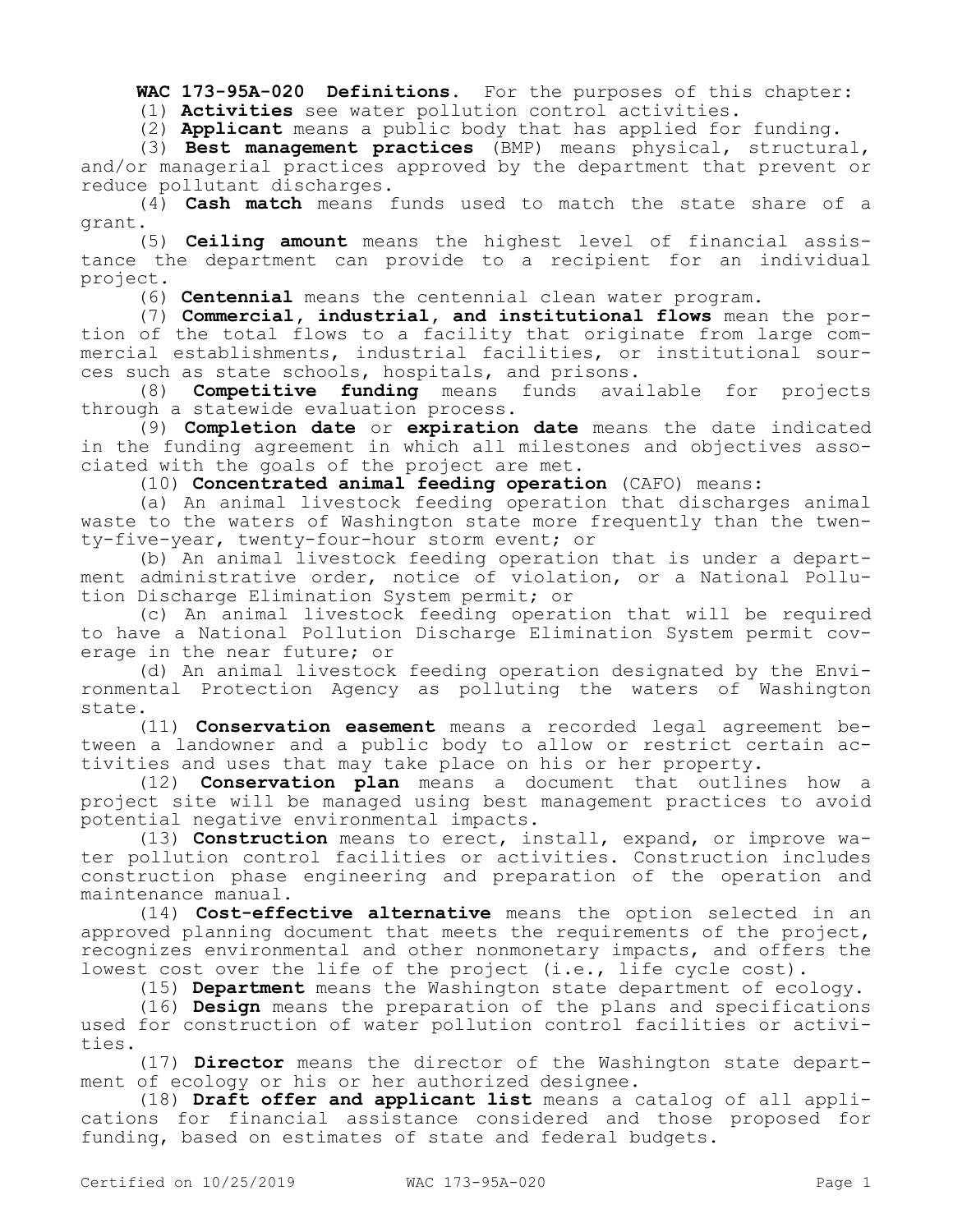**WAC 173-95A-020 Definitions.** For the purposes of this chapter:

(1) **Activities** see water pollution control activities.

(2) **Applicant** means a public body that has applied for funding.

(3) **Best management practices** (BMP) means physical, structural, and/or managerial practices approved by the department that prevent or reduce pollutant discharges.

(4) **Cash match** means funds used to match the state share of a grant.

(5) **Ceiling amount** means the highest level of financial assistance the department can provide to a recipient for an individual project.

(6) **Centennial** means the centennial clean water program.

(7) **Commercial, industrial, and institutional flows** mean the portion of the total flows to a facility that originate from large commercial establishments, industrial facilities, or institutional sources such as state schools, hospitals, and prisons.

(8) **Competitive funding** means funds available for projects through a statewide evaluation process.

(9) **Completion date** or **expiration date** means the date indicated in the funding agreement in which all milestones and objectives associated with the goals of the project are met.

(10) **Concentrated animal feeding operation** (CAFO) means:

(a) An animal livestock feeding operation that discharges animal waste to the waters of Washington state more frequently than the twenty-five-year, twenty-four-hour storm event; or

(b) An animal livestock feeding operation that is under a department administrative order, notice of violation, or a National Pollution Discharge Elimination System permit; or

(c) An animal livestock feeding operation that will be required to have a National Pollution Discharge Elimination System permit coverage in the near future; or

(d) An animal livestock feeding operation designated by the Environmental Protection Agency as polluting the waters of Washington state.

(11) **Conservation easement** means a recorded legal agreement between a landowner and a public body to allow or restrict certain activities and uses that may take place on his or her property.

(12) **Conservation plan** means a document that outlines how a project site will be managed using best management practices to avoid potential negative environmental impacts.

(13) **Construction** means to erect, install, expand, or improve water pollution control facilities or activities. Construction includes construction phase engineering and preparation of the operation and maintenance manual.

(14) **Cost-effective alternative** means the option selected in an approved planning document that meets the requirements of the project, recognizes environmental and other nonmonetary impacts, and offers the lowest cost over the life of the project (i.e., life cycle cost).

(15) **Department** means the Washington state department of ecology.

(16) **Design** means the preparation of the plans and specifications used for construction of water pollution control facilities or activities.

(17) **Director** means the director of the Washington state department of ecology or his or her authorized designee.

(18) **Draft offer and applicant list** means a catalog of all applications for financial assistance considered and those proposed for funding, based on estimates of state and federal budgets.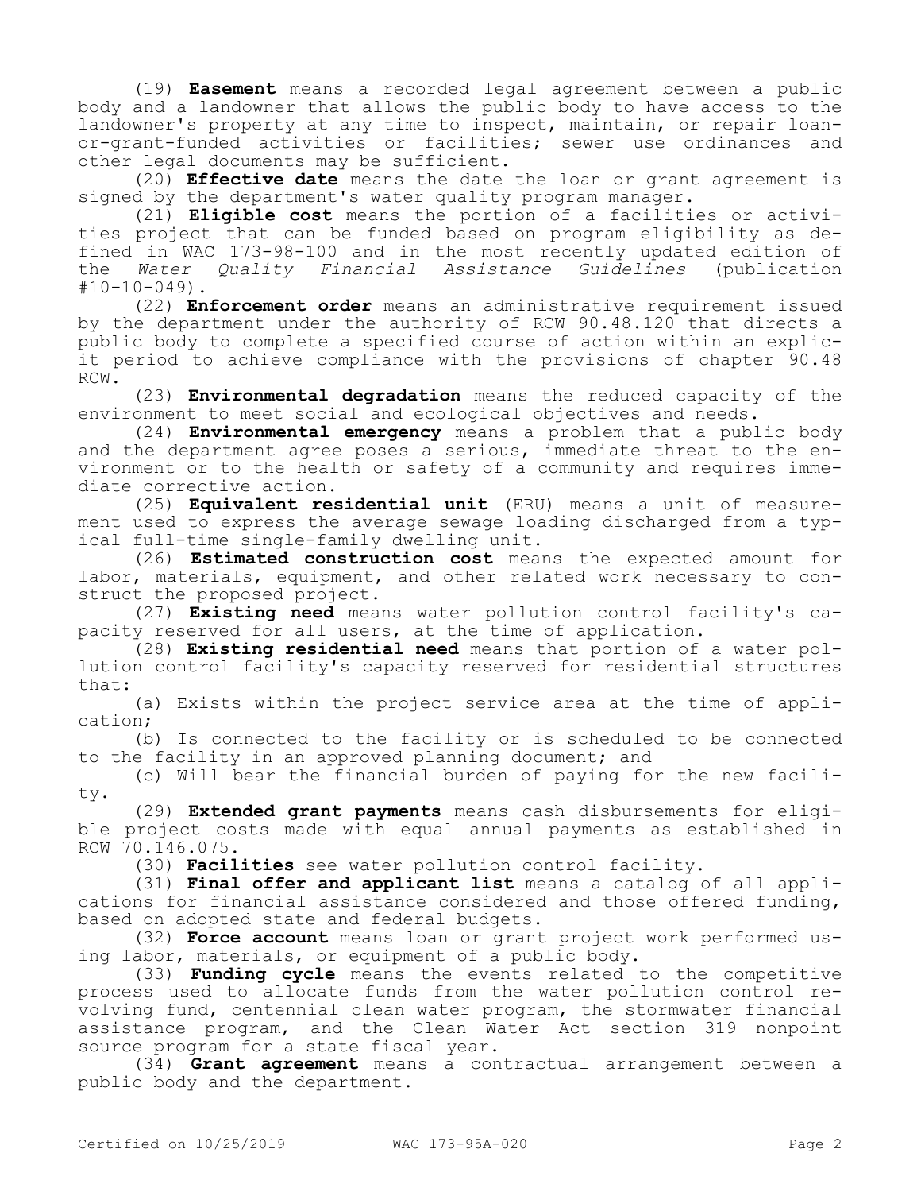(19) **Easement** means a recorded legal agreement between a public body and a landowner that allows the public body to have access to the landowner's property at any time to inspect, maintain, or repair loan-or-grant-funded activities or facilities; sewer use ordinances and other legal documents may be sufficient.

(20) **Effective date** means the date the loan or grant agreement is signed by the department's water quality program manager.

(21) **Eligible cost** means the portion of a facilities or activities project that can be funded based on program eligibility as defined in WAC 173-98-100 and in the most recently updated edition of the *Water Quality Financial Assistance Guidelines* (publication #10-10-049).

(22) **Enforcement order** means an administrative requirement issued by the department under the authority of RCW 90.48.120 that directs a public body to complete a specified course of action within an explicit period to achieve compliance with the provisions of chapter 90.48 RCW.

(23) **Environmental degradation** means the reduced capacity of the environment to meet social and ecological objectives and needs.

(24) **Environmental emergency** means a problem that a public body and the department agree poses a serious, immediate threat to the environment or to the health or safety of a community and requires immediate corrective action.

(25) **Equivalent residential unit** (ERU) means a unit of measurement used to express the average sewage loading discharged from a typical full-time single-family dwelling unit.

(26) **Estimated construction cost** means the expected amount for labor, materials, equipment, and other related work necessary to construct the proposed project.

(27) **Existing need** means water pollution control facility's capacity reserved for all users, at the time of application.

(28) **Existing residential need** means that portion of a water pollution control facility's capacity reserved for residential structures that:

(a) Exists within the project service area at the time of application;

(b) Is connected to the facility or is scheduled to be connected to the facility in an approved planning document; and

(c) Will bear the financial burden of paying for the new facility.

(29) **Extended grant payments** means cash disbursements for eligible project costs made with equal annual payments as established in RCW 70.146.075.

(30) **Facilities** see water pollution control facility.

(31) **Final offer and applicant list** means a catalog of all applications for financial assistance considered and those offered funding, based on adopted state and federal budgets.

(32) **Force account** means loan or grant project work performed using labor, materials, or equipment of a public body.

(33) **Funding cycle** means the events related to the competitive process used to allocate funds from the water pollution control revolving fund, centennial clean water program, the stormwater financial assistance program, and the Clean Water Act section 319 nonpoint source program for a state fiscal year.

(34) **Grant agreement** means a contractual arrangement between a public body and the department.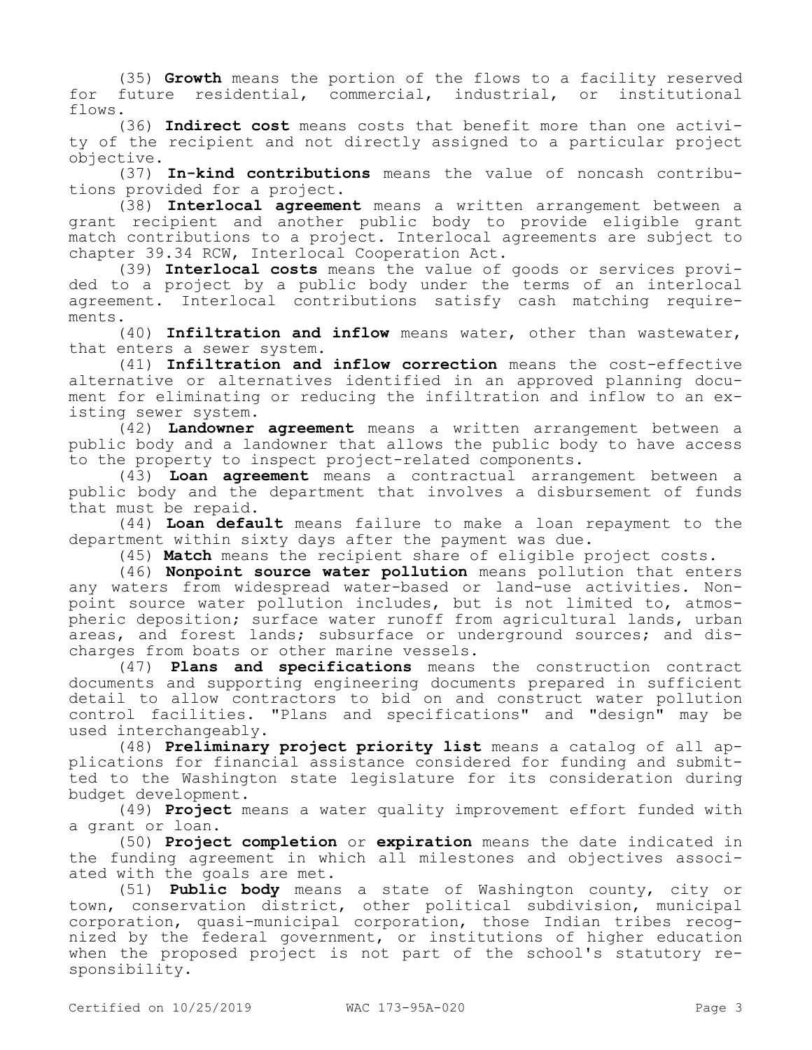(35) **Growth** means the portion of the flows to a facility reserved for future residential, commercial, industrial, or institutional flows.

(36) **Indirect cost** means costs that benefit more than one activity of the recipient and not directly assigned to a particular project objective.

(37) **In-kind contributions** means the value of noncash contributions provided for a project.

(38) **Interlocal agreement** means a written arrangement between a grant recipient and another public body to provide eligible grant match contributions to a project. Interlocal agreements are subject to chapter 39.34 RCW, Interlocal Cooperation Act.

(39) **Interlocal costs** means the value of goods or services provided to a project by a public body under the terms of an interlocal agreement. Interlocal contributions satisfy cash matching requirements.

(40) **Infiltration and inflow** means water, other than wastewater, that enters a sewer system.

(41) **Infiltration and inflow correction** means the cost-effective alternative or alternatives identified in an approved planning document for eliminating or reducing the infiltration and inflow to an existing sewer system.

(42) **Landowner agreement** means a written arrangement between a public body and a landowner that allows the public body to have access to the property to inspect project-related components.

(43) **Loan agreement** means a contractual arrangement between a public body and the department that involves a disbursement of funds that must be repaid.

(44) **Loan default** means failure to make a loan repayment to the department within sixty days after the payment was due.

(45) **Match** means the recipient share of eligible project costs.

(46) **Nonpoint source water pollution** means pollution that enters any waters from widespread water-based or land-use activities. Nonpoint source water pollution includes, but is not limited to, atmospheric deposition; surface water runoff from agricultural lands, urban areas, and forest lands; subsurface or underground sources; and discharges from boats or other marine vessels.

(47) **Plans and specifications** means the construction contract documents and supporting engineering documents prepared in sufficient detail to allow contractors to bid on and construct water pollution control facilities. "Plans and specifications" and "design" may be used interchangeably.

(48) **Preliminary project priority list** means a catalog of all applications for financial assistance considered for funding and submitted to the Washington state legislature for its consideration during budget development.

(49) **Project** means a water quality improvement effort funded with a grant or loan.

(50) **Project completion** or **expiration** means the date indicated in the funding agreement in which all milestones and objectives associated with the goals are met.

(51) **Public body** means a state of Washington county, city or town, conservation district, other political subdivision, municipal corporation, quasi-municipal corporation, those Indian tribes recognized by the federal government, or institutions of higher education when the proposed project is not part of the school's statutory responsibility.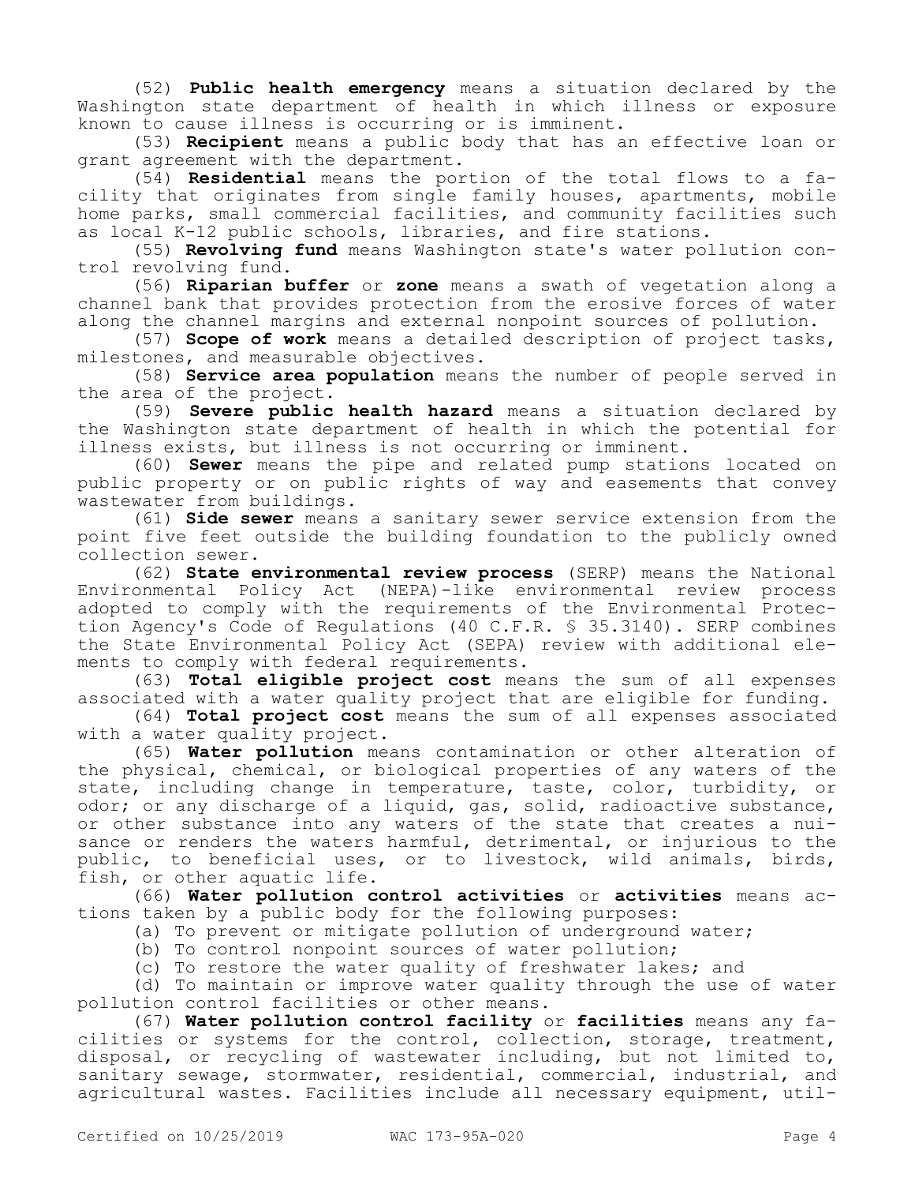(52) **Public health emergency** means a situation declared by the Washington state department of health in which illness or exposure known to cause illness is occurring or is imminent.

(53) **Recipient** means a public body that has an effective loan or grant agreement with the department.

(54) **Residential** means the portion of the total flows to a facility that originates from single family houses, apartments, mobile home parks, small commercial facilities, and community facilities such as local K-12 public schools, libraries, and fire stations.

(55) **Revolving fund** means Washington state's water pollution control revolving fund.

(56) **Riparian buffer** or **zone** means a swath of vegetation along a channel bank that provides protection from the erosive forces of water along the channel margins and external nonpoint sources of pollution.

(57) **Scope of work** means a detailed description of project tasks, milestones, and measurable objectives.

(58) **Service area population** means the number of people served in the area of the project.

(59) **Severe public health hazard** means a situation declared by the Washington state department of health in which the potential for illness exists, but illness is not occurring or imminent.

(60) **Sewer** means the pipe and related pump stations located on public property or on public rights of way and easements that convey wastewater from buildings.

(61) **Side sewer** means a sanitary sewer service extension from the point five feet outside the building foundation to the publicly owned collection sewer.

(62) **State environmental review process** (SERP) means the National Environmental Policy Act (NEPA)-like environmental review process adopted to comply with the requirements of the Environmental Protection Agency's Code of Regulations (40 C.F.R. § 35.3140). SERP combines the State Environmental Policy Act (SEPA) review with additional elements to comply with federal requirements.

(63) **Total eligible project cost** means the sum of all expenses associated with a water quality project that are eligible for funding.

(64) **Total project cost** means the sum of all expenses associated with a water quality project.

(65) **Water pollution** means contamination or other alteration of the physical, chemical, or biological properties of any waters of the state, including change in temperature, taste, color, turbidity, or odor; or any discharge of a liquid, gas, solid, radioactive substance, or other substance into any waters of the state that creates a nuisance or renders the waters harmful, detrimental, or injurious to the public, to beneficial uses, or to livestock, wild animals, birds, fish, or other aquatic life.

(66) **Water pollution control activities** or **activities** means actions taken by a public body for the following purposes:

(a) To prevent or mitigate pollution of underground water;

(b) To control nonpoint sources of water pollution;

(c) To restore the water quality of freshwater lakes; and

(d) To maintain or improve water quality through the use of water pollution control facilities or other means.

(67) **Water pollution control facility** or **facilities** means any facilities or systems for the control, collection, storage, treatment, disposal, or recycling of wastewater including, but not limited to, sanitary sewage, stormwater, residential, commercial, industrial, and agricultural wastes. Facilities include all necessary equipment, util-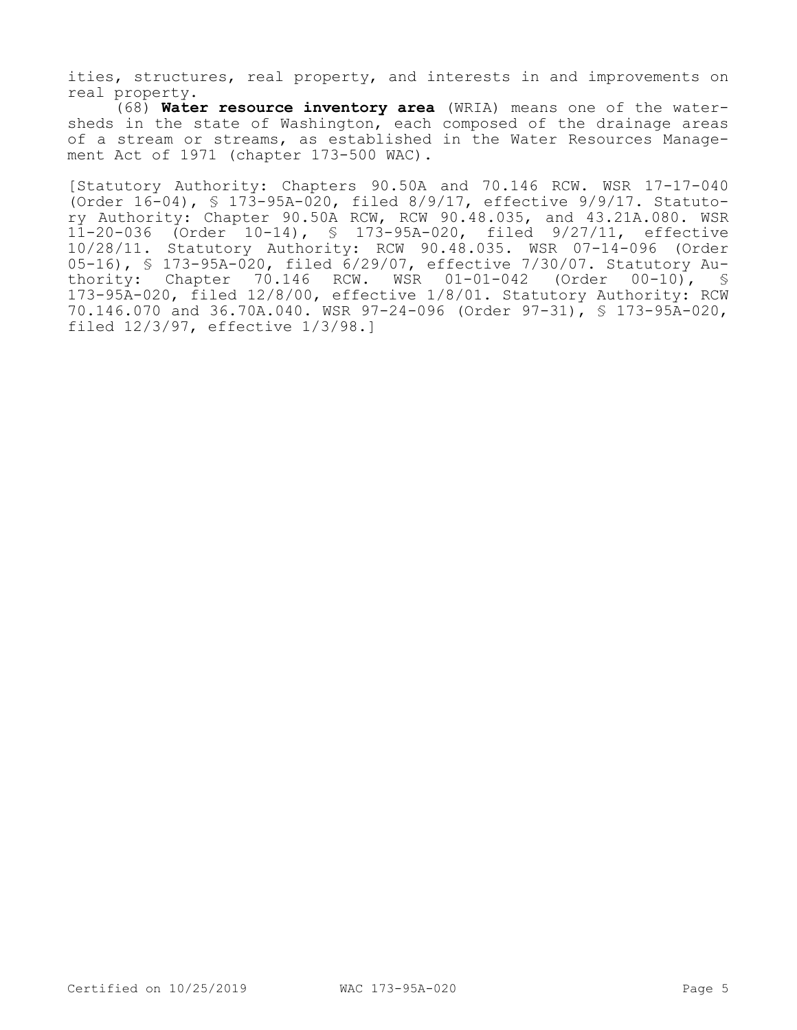ities, structures, real property, and interests in and improvements on real property.

(68) **Water resource inventory area** (WRIA) means one of the watersheds in the state of Washington, each composed of the drainage areas of a stream or streams, as established in the Water Resources Management Act of 1971 (chapter 173-500 WAC).

[Statutory Authority: Chapters 90.50A and 70.146 RCW. WSR 17-17-040 (Order 16-04), § 173-95A-020, filed 8/9/17, effective 9/9/17. Statutory Authority: Chapter 90.50A RCW, RCW 90.48.035, and 43.21A.080. WSR 11-20-036 (Order 10-14), § 173-95A-020, filed 9/27/11, effective 10/28/11. Statutory Authority: RCW 90.48.035. WSR 07-14-096 (Order 05-16), § 173-95A-020, filed 6/29/07, effective 7/30/07. Statutory Authority: Chapter 70.146 RCW. WSR 01-01-042 (Order 00-10), § 173-95A-020, filed 12/8/00, effective 1/8/01. Statutory Authority: RCW 70.146.070 and 36.70A.040. WSR 97-24-096 (Order 97-31), § 173-95A-020, filed 12/3/97, effective 1/3/98.]